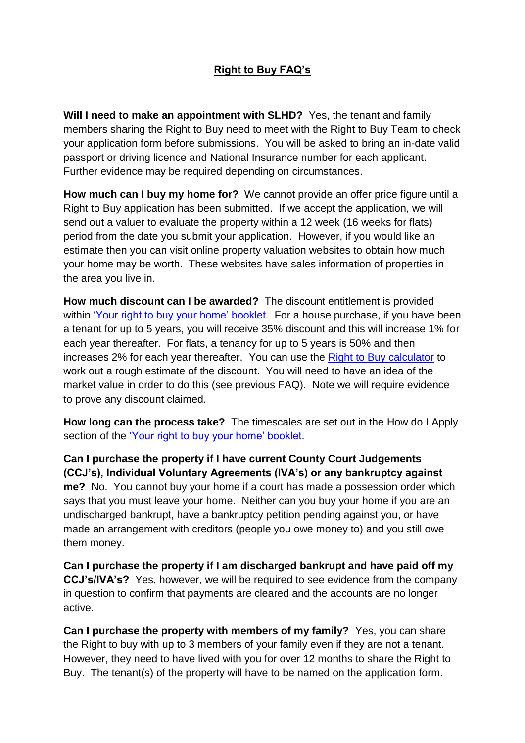# Right to Buy FAQ's

**Will I need to make an appointment with SLHD?** Yes, the tenant and family members sharing the Right to Buy need to meet with the Right to Buy Team to check your application form before submissions. You will be asked to bring an in-date valid passport or driving licence and National Insurance number for each applicant. Further evidence may be required depending on circumstances.

**How much can I buy my home for?** We cannot provide an offer price figure until a Right to Buy application has been submitted. If we accept the application, we will send out a valuer to evaluate the property within a 12 week (16 weeks for flats) period from the date you submit your application. However, if you would like an estimate then you can visit online property valuation websites to obtain how much your home may be worth. These websites have sales information of properties in the area you live in.

**How much discount can I be awarded?** The discount entitlement is provided within 'Your right to buy your home' booklet. For a house purchase, if you have been a tenant for up to 5 years, you will receive 35% discount and this will increase 1% for each year thereafter. For flats, a tenancy for up to 5 years is 50% and then increases 2% for each year thereafter. You can use the Right to Buy calculator to work out a rough estimate of the discount. You will need to have an idea of the market value in order to do this (see previous FAQ). Note we will require evidence to prove any discount claimed.

**How long can the process take?** The timescales are set out in the How do I Apply section of the 'Your right to buy your home' booklet.

**Can I purchase the property if I have current County Court Judgements (CCJ's), Individual Voluntary Agreements (IVA's) or any bankruptcy against me?** No. You cannot buy your home if a court has made a possession order which says that you must leave your home. Neither can you buy your home if you are an undischarged bankrupt, have a bankruptcy petition pending against you, or have made an arrangement with creditors (people you owe money to) and you still owe them money.

**Can I purchase the property if I am discharged bankrupt and have paid off my CCJ's/IVA's?** Yes, however, we will be required to see evidence from the company in question to confirm that payments are cleared and the accounts are no longer active.

**Can I purchase the property with members of my family?** Yes, you can share the Right to buy with up to 3 members of your family even if they are not a tenant. However, they need to have lived with you for over 12 months to share the Right to Buy. The tenant(s) of the property will have to be named on the application form.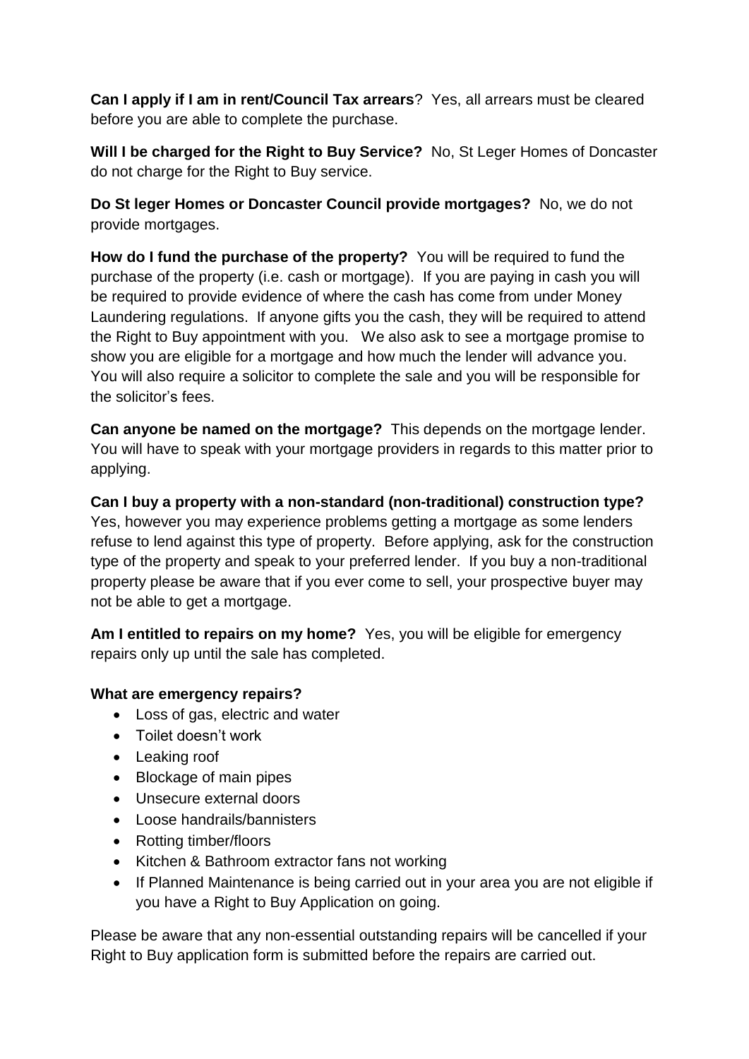**Can I apply if I am in rent/Council Tax arrears**? Yes, all arrears must be cleared before you are able to complete the purchase.

**Will I be charged for the Right to Buy Service?** No, St Leger Homes of Doncaster do not charge for the Right to Buy service.

**Do St leger Homes or Doncaster Council provide mortgages?** No, we do not provide mortgages.

**How do I fund the purchase of the property?** You will be required to fund the purchase of the property (i.e. cash or mortgage). If you are paying in cash you will be required to provide evidence of where the cash has come from under Money Laundering regulations. If anyone gifts you the cash, they will be required to attend the Right to Buy appointment with you. We also ask to see a mortgage promise to show you are eligible for a mortgage and how much the lender will advance you. You will also require a solicitor to complete the sale and you will be responsible for the solicitor's fees.

**Can anyone be named on the mortgage?** This depends on the mortgage lender. You will have to speak with your mortgage providers in regards to this matter prior to applying.

**Can I buy a property with a non-standard (non-traditional) construction type?** Yes, however you may experience problems getting a mortgage as some lenders refuse to lend against this type of property. Before applying, ask for the construction type of the property and speak to your preferred lender. If you buy a non-traditional property please be aware that if you ever come to sell, your prospective buyer may not be able to get a mortgage.

**Am I entitled to repairs on my home?** Yes, you will be eligible for emergency repairs only up until the sale has completed.

**What are emergency repairs?**

- Loss of gas, electric and water
- Toilet doesn't work
- Leaking roof
- Blockage of main pipes
- Unsecure external doors
- Loose handrails/bannisters
- Rotting timber/floors
- Kitchen & Bathroom extractor fans not working
- If Planned Maintenance is being carried out in your area you are not eligible if you have a Right to Buy Application on going.

Please be aware that any non-essential outstanding repairs will be cancelled if your Right to Buy application form is submitted before the repairs are carried out.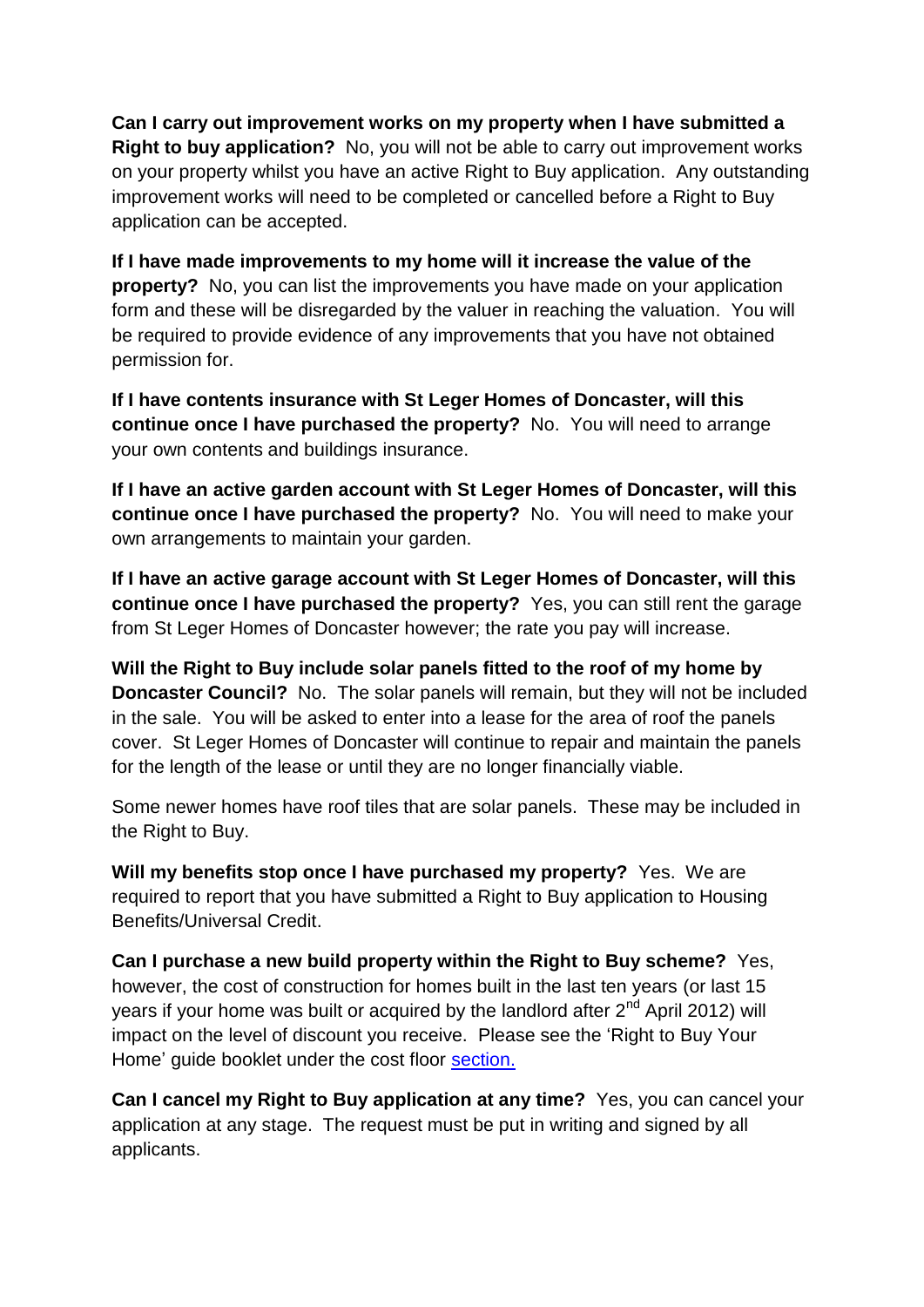**Can I carry out improvement works on my property when I have submitted a Right to buy application?** No, you will not be able to carry out improvement works on your property whilst you have an active Right to Buy application. Any outstanding improvement works will need to be completed or cancelled before a Right to Buy application can be accepted.

**If I have made improvements to my home will it increase the value of the property?** No, you can list the improvements you have made on your application form and these will be disregarded by the valuer in reaching the valuation. You will be required to provide evidence of any improvements that you have not obtained permission for.

**If I have contents insurance with St Leger Homes of Doncaster, will this continue once I have purchased the property?** No. You will need to arrange your own contents and buildings insurance.

**If I have an active garden account with St Leger Homes of Doncaster, will this continue once I have purchased the property?** No. You will need to make your own arrangements to maintain your garden.

**If I have an active garage account with St Leger Homes of Doncaster, will this continue once I have purchased the property?** Yes, you can still rent the garage from St Leger Homes of Doncaster however; the rate you pay will increase.

**Will the Right to Buy include solar panels fitted to the roof of my home by Doncaster Council?** No. The solar panels will remain, but they will not be included in the sale. You will be asked to enter into a lease for the area of roof the panels cover. St Leger Homes of Doncaster will continue to repair and maintain the panels for the length of the lease or until they are no longer financially viable.

Some newer homes have roof tiles that are solar panels. These may be included in the Right to Buy.

**Will my benefits stop once I have purchased my property?** Yes. We are required to report that you have submitted a Right to Buy application to Housing Benefits/Universal Credit.

**Can I purchase a new build property within the Right to Buy scheme?** Yes, however, the cost of construction for homes built in the last ten years (or last 15 years if your home was built or acquired by the landlord after 2nd April 2012) will impact on the level of discount you receive. Please see the 'Right to Buy Your Home' guide booklet under the cost floor section.

**Can I cancel my Right to Buy application at any time?** Yes, you can cancel your application at any stage. The request must be put in writing and signed by all applicants.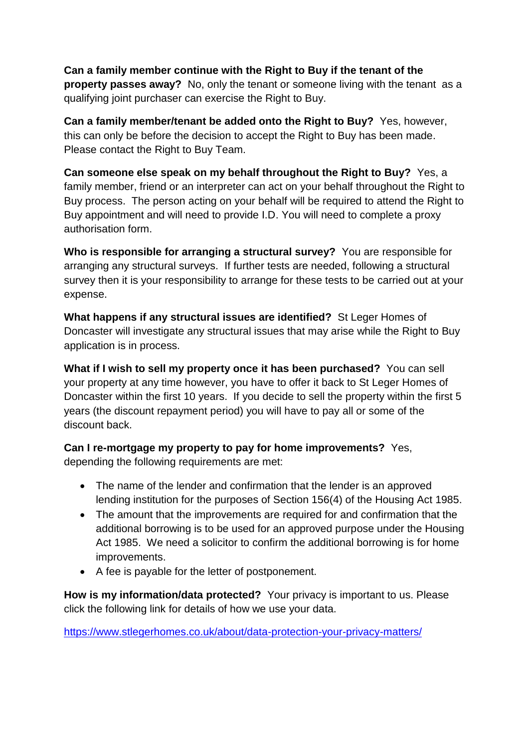**Can a family member continue with the Right to Buy if the tenant of the property passes away?** No, only the tenant or someone living with the tenant as a qualifying joint purchaser can exercise the Right to Buy.

**Can a family member/tenant be added onto the Right to Buy?** Yes, however, this can only be before the decision to accept the Right to Buy has been made. Please contact the Right to Buy Team.

**Can someone else speak on my behalf throughout the Right to Buy?** Yes, a family member, friend or an interpreter can act on your behalf throughout the Right to Buy process. The person acting on your behalf will be required to attend the Right to Buy appointment and will need to provide I.D. You will need to complete a proxy authorisation form.

**Who is responsible for arranging a structural survey?** You are responsible for arranging any structural surveys. If further tests are needed, following a structural survey then it is your responsibility to arrange for these tests to be carried out at your expense.

**What happens if any structural issues are identified?** St Leger Homes of Doncaster will investigate any structural issues that may arise while the Right to Buy application is in process.

**What if I wish to sell my property once it has been purchased?** You can sell your property at any time however, you have to offer it back to St Leger Homes of Doncaster within the first 10 years. If you decide to sell the property within the first 5 years (the discount repayment period) you will have to pay all or some of the discount back.

**Can I re-mortgage my property to pay for home improvements?** Yes, depending the following requirements are met:

- The name of the lender and confirmation that the lender is an approved lending institution for the purposes of Section 156(4) of the Housing Act 1985.
- The amount that the improvements are required for and confirmation that the additional borrowing is to be used for an approved purpose under the Housing Act 1985. We need a solicitor to confirm the additional borrowing is for home improvements.
- A fee is payable for the letter of postponement.

**How is my information/data protected?** Your privacy is important to us. Please click the following link for details of how we use your data.

https://www.stlegerhomes.co.uk/about/data-protection-your-privacy-matters/